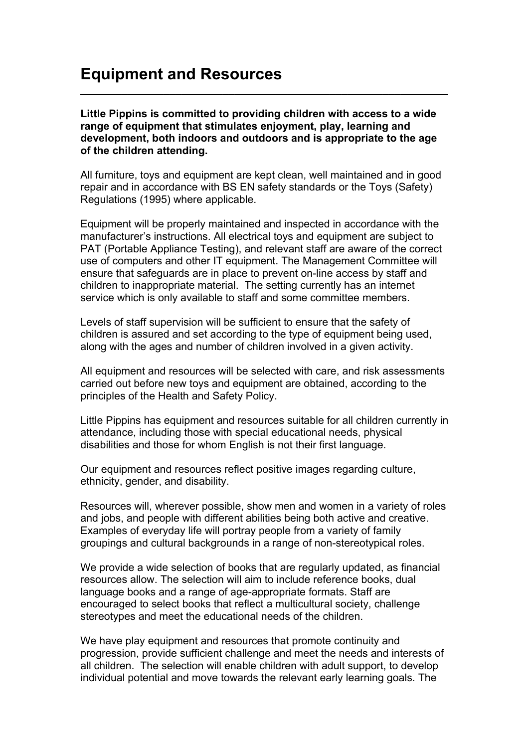# Equipment and Resources

**Little Pippins is committed to providing children with access to a wide range of equipment that stimulates enjoyment, play, learning and development, both indoors and outdoors and is appropriate to the age of the children attending.**

All furniture, toys and equipment are kept clean, well maintained and in good repair and in accordance with BS EN safety standards or the Toys (Safety) Regulations (1995) where applicable.

Equipment will be properly maintained and inspected in accordance with the manufacturer's instructions. All electrical toys and equipment are subject to PAT (Portable Appliance Testing), and relevant staff are aware of the correct use of computers and other IT equipment. The Management Committee will ensure that safeguards are in place to prevent on-line access by staff and children to inappropriate material. The setting currently has an internet service which is only available to staff and some committee members.

Levels of staff supervision will be sufficient to ensure that the safety of children is assured and set according to the type of equipment being used, along with the ages and number of children involved in a given activity.

All equipment and resources will be selected with care, and risk assessments carried out before new toys and equipment are obtained, according to the principles of the Health and Safety Policy.

Little Pippins has equipment and resources suitable for all children currently in attendance, including those with special educational needs, physical disabilities and those for whom English is not their first language.

Our equipment and resources reflect positive images regarding culture, ethnicity, gender, and disability.

Resources will, wherever possible, show men and women in a variety of roles and jobs, and people with different abilities being both active and creative. Examples of everyday life will portray people from a variety of family groupings and cultural backgrounds in a range of non-stereotypical roles.

We provide a wide selection of books that are regularly updated, as financial resources allow. The selection will aim to include reference books, dual language books and a range of age-appropriate formats. Staff are encouraged to select books that reflect a multicultural society, challenge stereotypes and meet the educational needs of the children.

We have play equipment and resources that promote continuity and progression, provide sufficient challenge and meet the needs and interests of all children. The selection will enable children with adult support, to develop individual potential and move towards the relevant early learning goals. The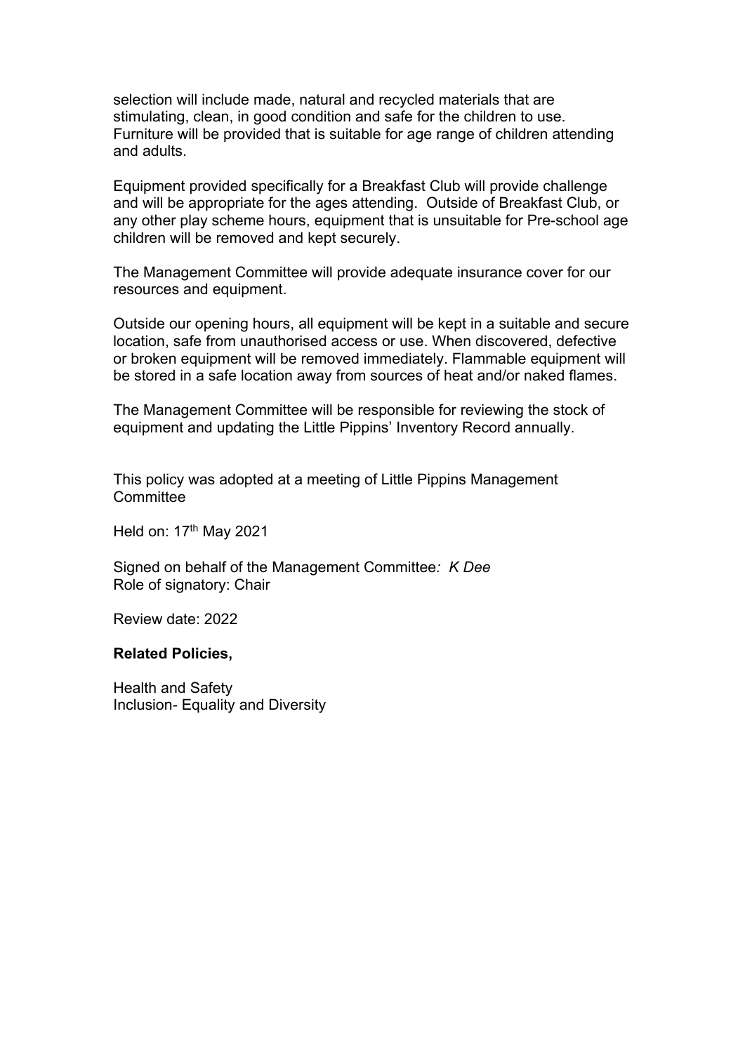selection will include made, natural and recycled materials that are stimulating, clean, in good condition and safe for the children to use. Furniture will be provided that is suitable for age range of children attending and adults.

Equipment provided specifically for a Breakfast Club will provide challenge and will be appropriate for the ages attending. Outside of Breakfast Club, or any other play scheme hours, equipment that is unsuitable for Pre-school age children will be removed and kept securely.

The Management Committee will provide adequate insurance cover for our resources and equipment.

Outside our opening hours, all equipment will be kept in a suitable and secure location, safe from unauthorised access or use. When discovered, defective or broken equipment will be removed immediately. Flammable equipment will be stored in a safe location away from sources of heat and/or naked flames.

The Management Committee will be responsible for reviewing the stock of equipment and updating the Little Pippins' Inventory Record annually.

This policy was adopted at a meeting of Little Pippins Management Committee

Held on: 17th May 2021

Signed on behalf of the Management Committee*: K Dee*
Role of signatory: Chair

Review date: 2022

**Related Policies,**

Health and Safety
Inclusion- Equality and Diversity